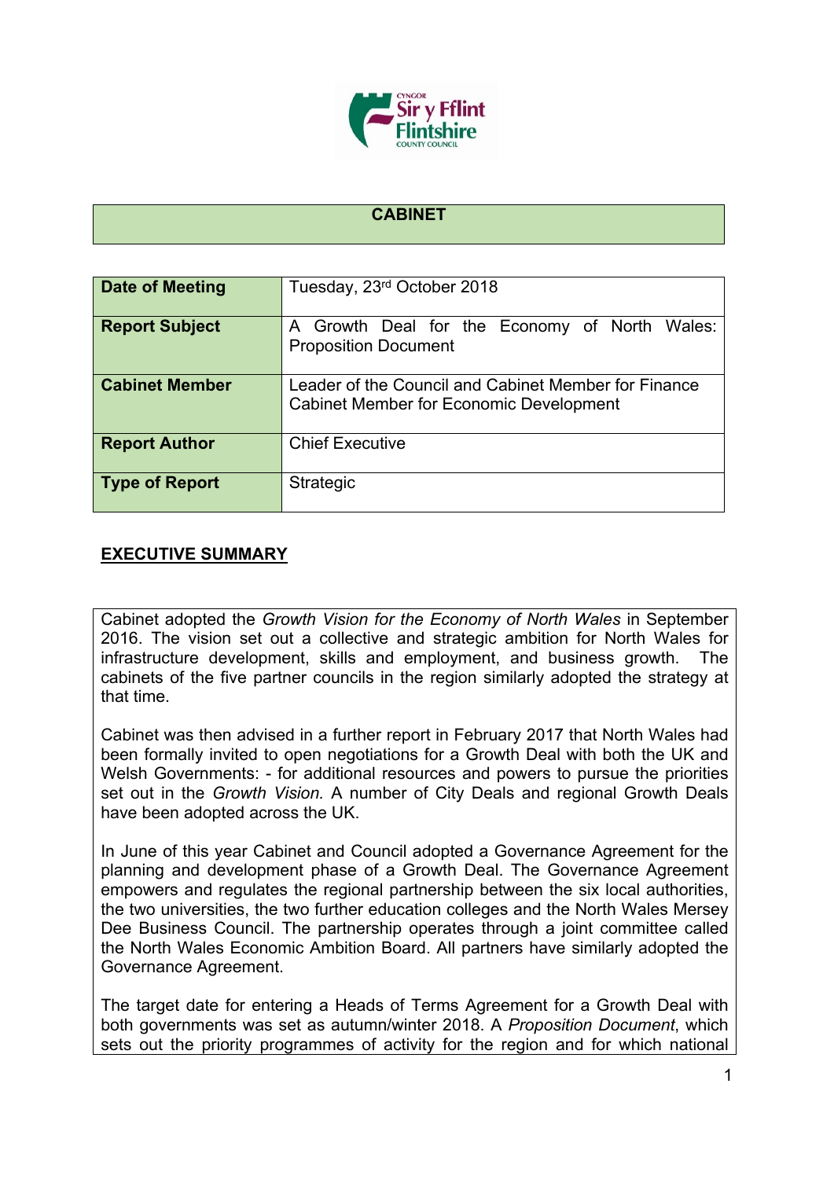## CABINET

| Date of Meeting | Tuesday, 23rd October 2018 |
|---|---|
| Report Subject | A Growth Deal for the Economy of North Wales: Proposition Document |
| Cabinet Member | Leader of the Council and Cabinet Member for Finance<br>Cabinet Member for Economic Development |
| Report Author | Chief Executive |
| Type of Report | Strategic |

## EXECUTIVE SUMMARY

Cabinet adopted the *Growth Vision for the Economy of North Wales* in September 2016. The vision set out a collective and strategic ambition for North Wales for infrastructure development, skills and employment, and business growth. The cabinets of the five partner councils in the region similarly adopted the strategy at that time.

Cabinet was then advised in a further report in February 2017 that North Wales had been formally invited to open negotiations for a Growth Deal with both the UK and Welsh Governments: - for additional resources and powers to pursue the priorities set out in the *Growth Vision.* A number of City Deals and regional Growth Deals have been adopted across the UK.

In June of this year Cabinet and Council adopted a Governance Agreement for the planning and development phase of a Growth Deal. The Governance Agreement empowers and regulates the regional partnership between the six local authorities, the two universities, the two further education colleges and the North Wales Mersey Dee Business Council. The partnership operates through a joint committee called the North Wales Economic Ambition Board. All partners have similarly adopted the Governance Agreement.

The target date for entering a Heads of Terms Agreement for a Growth Deal with both governments was set as autumn/winter 2018. A *Proposition Document*, which sets out the priority programmes of activity for the region and for which national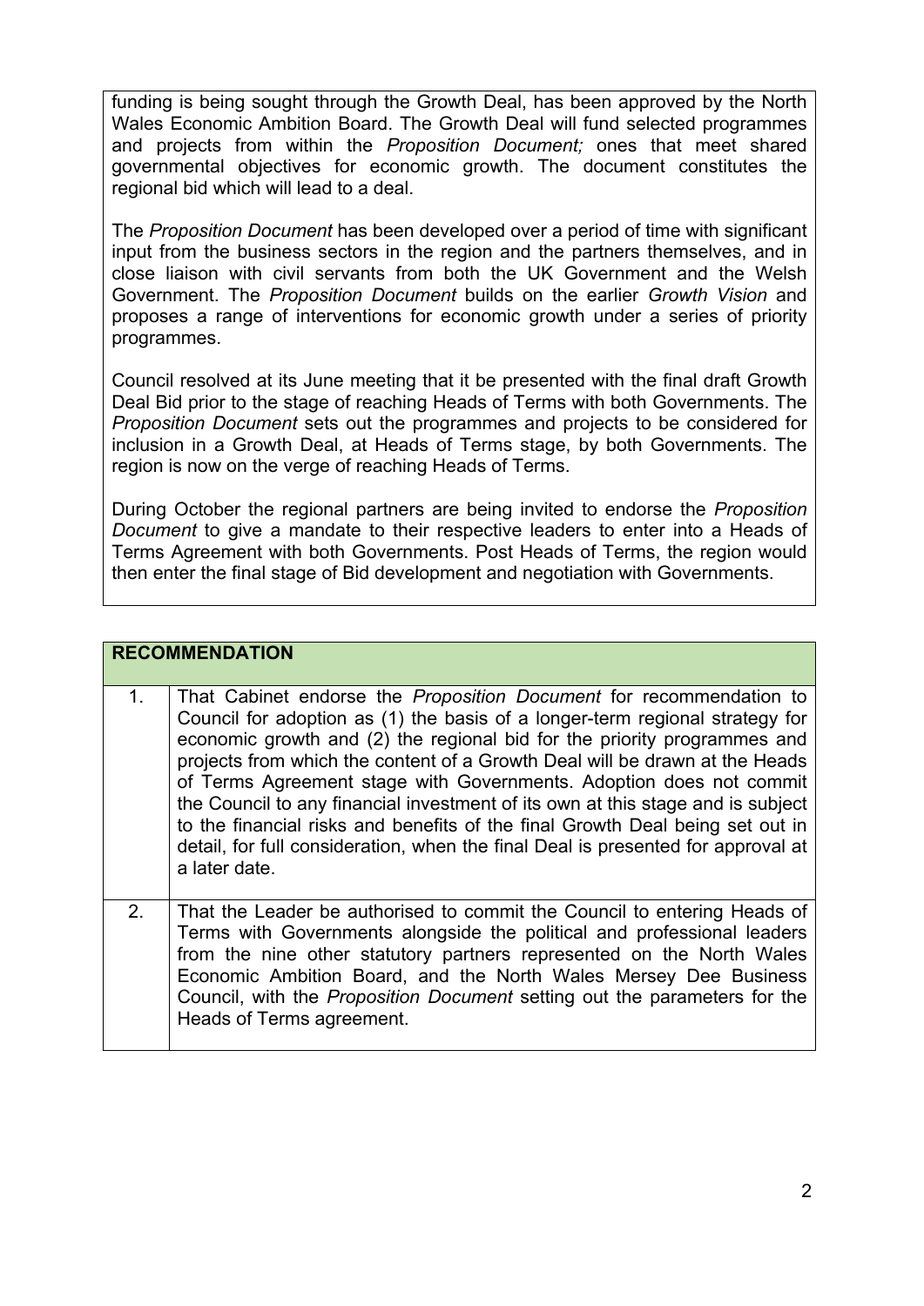funding is being sought through the Growth Deal, has been approved by the North Wales Economic Ambition Board. The Growth Deal will fund selected programmes and projects from within the *Proposition Document;* ones that meet shared governmental objectives for economic growth. The document constitutes the regional bid which will lead to a deal.

The *Proposition Document* has been developed over a period of time with significant input from the business sectors in the region and the partners themselves, and in close liaison with civil servants from both the UK Government and the Welsh Government. The *Proposition Document* builds on the earlier *Growth Vision* and proposes a range of interventions for economic growth under a series of priority programmes.

Council resolved at its June meeting that it be presented with the final draft Growth Deal Bid prior to the stage of reaching Heads of Terms with both Governments. The *Proposition Document* sets out the programmes and projects to be considered for inclusion in a Growth Deal, at Heads of Terms stage, by both Governments. The region is now on the verge of reaching Heads of Terms.

During October the regional partners are being invited to endorse the *Proposition Document* to give a mandate to their respective leaders to enter into a Heads of Terms Agreement with both Governments. Post Heads of Terms, the region would then enter the final stage of Bid development and negotiation with Governments.

| **RECOMMENDATION** | |
|---|---|
| 1. | That Cabinet endorse the *Proposition Document* for recommendation to Council for adoption as (1) the basis of a longer-term regional strategy for economic growth and (2) the regional bid for the priority programmes and projects from which the content of a Growth Deal will be drawn at the Heads of Terms Agreement stage with Governments. Adoption does not commit the Council to any financial investment of its own at this stage and is subject to the financial risks and benefits of the final Growth Deal being set out in detail, for full consideration, when the final Deal is presented for approval at a later date. |
| 2. | That the Leader be authorised to commit the Council to entering Heads of Terms with Governments alongside the political and professional leaders from the nine other statutory partners represented on the North Wales Economic Ambition Board, and the North Wales Mersey Dee Business Council, with the *Proposition Document* setting out the parameters for the Heads of Terms agreement. |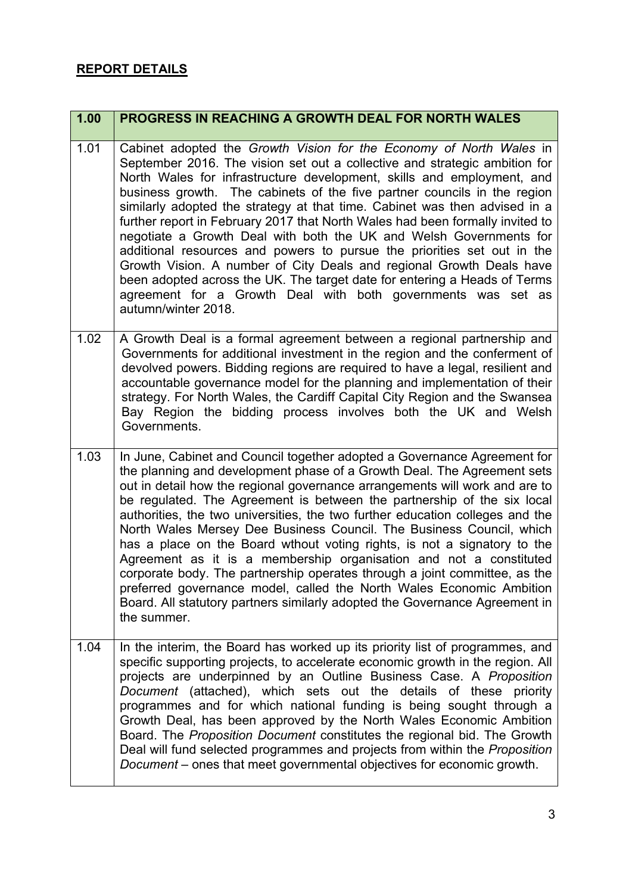## REPORT DETAILS

| 1.00 | PROGRESS IN REACHING A GROWTH DEAL FOR NORTH WALES |
|---|---|
| 1.01 | Cabinet adopted the *Growth Vision for the Economy of North Wales* in September 2016. The vision set out a collective and strategic ambition for North Wales for infrastructure development, skills and employment, and business growth. The cabinets of the five partner councils in the region similarly adopted the strategy at that time. Cabinet was then advised in a further report in February 2017 that North Wales had been formally invited to negotiate a Growth Deal with both the UK and Welsh Governments for additional resources and powers to pursue the priorities set out in the Growth Vision. A number of City Deals and regional Growth Deals have been adopted across the UK. The target date for entering a Heads of Terms agreement for a Growth Deal with both governments was set as autumn/winter 2018. |
| 1.02 | A Growth Deal is a formal agreement between a regional partnership and Governments for additional investment in the region and the conferment of devolved powers. Bidding regions are required to have a legal, resilient and accountable governance model for the planning and implementation of their strategy. For North Wales, the Cardiff Capital City Region and the Swansea Bay Region the bidding process involves both the UK and Welsh Governments. |
| 1.03 | In June, Cabinet and Council together adopted a Governance Agreement for the planning and development phase of a Growth Deal. The Agreement sets out in detail how the regional governance arrangements will work and are to be regulated. The Agreement is between the partnership of the six local authorities, the two universities, the two further education colleges and the North Wales Mersey Dee Business Council. The Business Council, which has a place on the Board wthout voting rights, is not a signatory to the Agreement as it is a membership organisation and not a constituted corporate body. The partnership operates through a joint committee, as the preferred governance model, called the North Wales Economic Ambition Board. All statutory partners similarly adopted the Governance Agreement in the summer. |
| 1.04 | In the interim, the Board has worked up its priority list of programmes, and specific supporting projects, to accelerate economic growth in the region. All projects are underpinned by an Outline Business Case. A *Proposition Document* (attached), which sets out the details of these priority programmes and for which national funding is being sought through a Growth Deal, has been approved by the North Wales Economic Ambition Board. The *Proposition Document* constitutes the regional bid. The Growth Deal will fund selected programmes and projects from within the *Proposition Document* – ones that meet governmental objectives for economic growth. |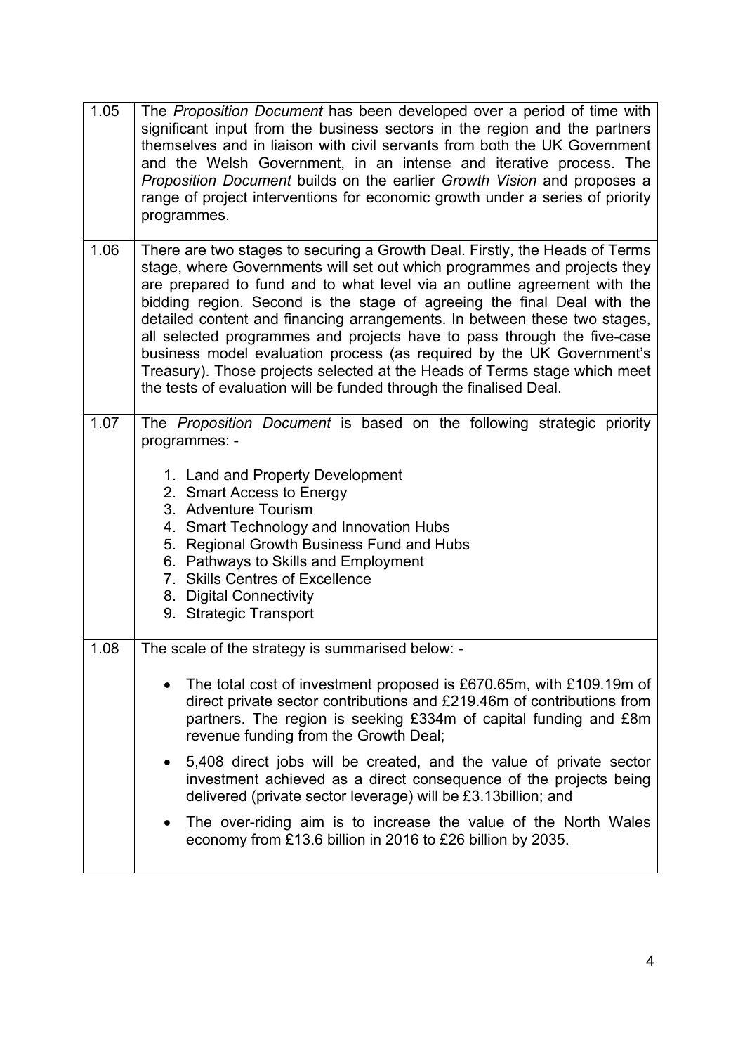| | |
|---|---|
| 1.05 | The *Proposition Document* has been developed over a period of time with significant input from the business sectors in the region and the partners themselves and in liaison with civil servants from both the UK Government and the Welsh Government, in an intense and iterative process. The *Proposition Document* builds on the earlier *Growth Vision* and proposes a range of project interventions for economic growth under a series of priority programmes. |
| 1.06 | There are two stages to securing a Growth Deal. Firstly, the Heads of Terms stage, where Governments will set out which programmes and projects they are prepared to fund and to what level via an outline agreement with the bidding region. Second is the stage of agreeing the final Deal with the detailed content and financing arrangements. In between these two stages, all selected programmes and projects have to pass through the five-case business model evaluation process (as required by the UK Government's Treasury). Those projects selected at the Heads of Terms stage which meet the tests of evaluation will be funded through the finalised Deal. |
| 1.07 | The *Proposition Document* is based on the following strategic priority programmes: -<br><br>1. Land and Property Development<br>2. Smart Access to Energy<br>3. Adventure Tourism<br>4. Smart Technology and Innovation Hubs<br>5. Regional Growth Business Fund and Hubs<br>6. Pathways to Skills and Employment<br>7. Skills Centres of Excellence<br>8. Digital Connectivity<br>9. Strategic Transport |
| 1.08 | The scale of the strategy is summarised below: -<br><br>• The total cost of investment proposed is £670.65m, with £109.19m of direct private sector contributions and £219.46m of contributions from partners. The region is seeking £334m of capital funding and £8m revenue funding from the Growth Deal;<br><br>• 5,408 direct jobs will be created, and the value of private sector investment achieved as a direct consequence of the projects being delivered (private sector leverage) will be £3.13billion; and<br><br>• The over-riding aim is to increase the value of the North Wales economy from £13.6 billion in 2016 to £26 billion by 2035. |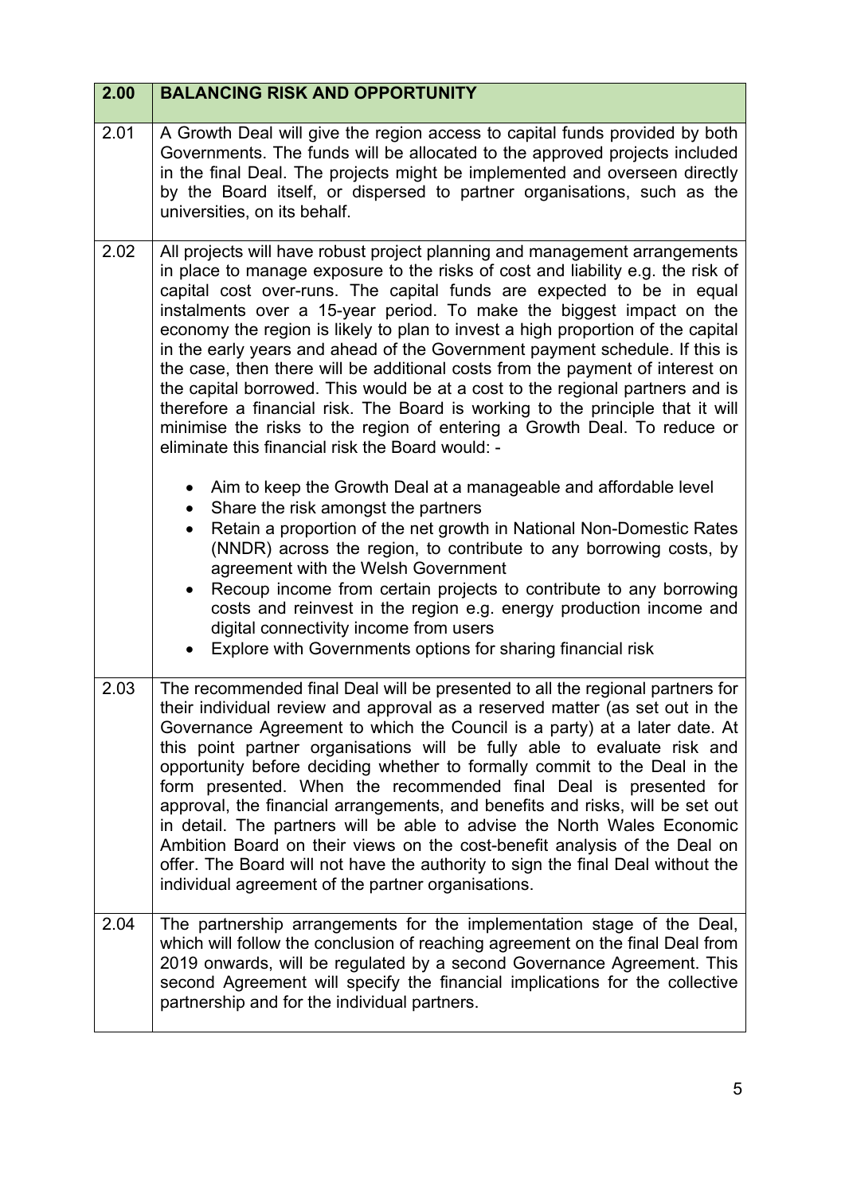| 2.00 | BALANCING RISK AND OPPORTUNITY |
|---|---|
| 2.01 | A Growth Deal will give the region access to capital funds provided by both Governments. The funds will be allocated to the approved projects included in the final Deal. The projects might be implemented and overseen directly by the Board itself, or dispersed to partner organisations, such as the universities, on its behalf. |
| 2.02 | All projects will have robust project planning and management arrangements in place to manage exposure to the risks of cost and liability e.g. the risk of capital cost over-runs. The capital funds are expected to be in equal instalments over a 15-year period. To make the biggest impact on the economy the region is likely to plan to invest a high proportion of the capital in the early years and ahead of the Government payment schedule. If this is the case, then there will be additional costs from the payment of interest on the capital borrowed. This would be at a cost to the regional partners and is therefore a financial risk. The Board is working to the principle that it will minimise the risks to the region of entering a Growth Deal. To reduce or eliminate this financial risk the Board would: -<br><br>• Aim to keep the Growth Deal at a manageable and affordable level<br>• Share the risk amongst the partners<br>• Retain a proportion of the net growth in National Non-Domestic Rates (NNDR) across the region, to contribute to any borrowing costs, by agreement with the Welsh Government<br>• Recoup income from certain projects to contribute to any borrowing costs and reinvest in the region e.g. energy production income and digital connectivity income from users<br>• Explore with Governments options for sharing financial risk |
| 2.03 | The recommended final Deal will be presented to all the regional partners for their individual review and approval as a reserved matter (as set out in the Governance Agreement to which the Council is a party) at a later date. At this point partner organisations will be fully able to evaluate risk and opportunity before deciding whether to formally commit to the Deal in the form presented. When the recommended final Deal is presented for approval, the financial arrangements, and benefits and risks, will be set out in detail. The partners will be able to advise the North Wales Economic Ambition Board on their views on the cost-benefit analysis of the Deal on offer. The Board will not have the authority to sign the final Deal without the individual agreement of the partner organisations. |
| 2.04 | The partnership arrangements for the implementation stage of the Deal, which will follow the conclusion of reaching agreement on the final Deal from 2019 onwards, will be regulated by a second Governance Agreement. This second Agreement will specify the financial implications for the collective partnership and for the individual partners. |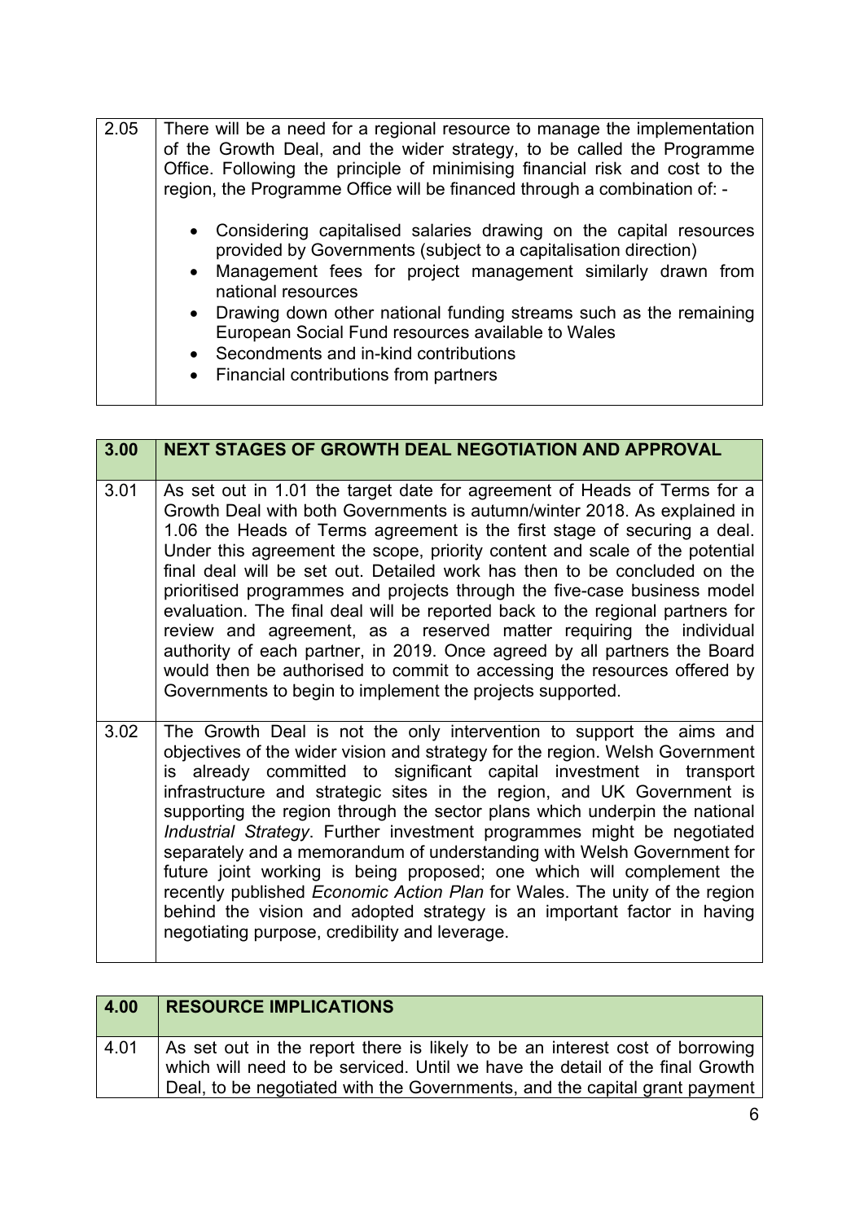| | |
|---|---|
| 2.05 | There will be a need for a regional resource to manage the implementation of the Growth Deal, and the wider strategy, to be called the Programme Office. Following the principle of minimising financial risk and cost to the region, the Programme Office will be financed through a combination of: -<br><br>• Considering capitalised salaries drawing on the capital resources provided by Governments (subject to a capitalisation direction)<br>• Management fees for project management similarly drawn from national resources<br>• Drawing down other national funding streams such as the remaining European Social Fund resources available to Wales<br>• Secondments and in-kind contributions<br>• Financial contributions from partners |

| 3.00 | NEXT STAGES OF GROWTH DEAL NEGOTIATION AND APPROVAL |
|---|---|
| 3.01 | As set out in 1.01 the target date for agreement of Heads of Terms for a Growth Deal with both Governments is autumn/winter 2018. As explained in 1.06 the Heads of Terms agreement is the first stage of securing a deal. Under this agreement the scope, priority content and scale of the potential final deal will be set out. Detailed work has then to be concluded on the prioritised programmes and projects through the five-case business model evaluation. The final deal will be reported back to the regional partners for review and agreement, as a reserved matter requiring the individual authority of each partner, in 2019. Once agreed by all partners the Board would then be authorised to commit to accessing the resources offered by Governments to begin to implement the projects supported. |
| 3.02 | The Growth Deal is not the only intervention to support the aims and objectives of the wider vision and strategy for the region. Welsh Government is already committed to significant capital investment in transport infrastructure and strategic sites in the region, and UK Government is supporting the region through the sector plans which underpin the national *Industrial Strategy*. Further investment programmes might be negotiated separately and a memorandum of understanding with Welsh Government for future joint working is being proposed; one which will complement the recently published *Economic Action Plan* for Wales. The unity of the region behind the vision and adopted strategy is an important factor in having negotiating purpose, credibility and leverage. |

| 4.00 | RESOURCE IMPLICATIONS |
|---|---|
| 4.01 | As set out in the report there is likely to be an interest cost of borrowing which will need to be serviced. Until we have the detail of the final Growth Deal, to be negotiated with the Governments, and the capital grant payment |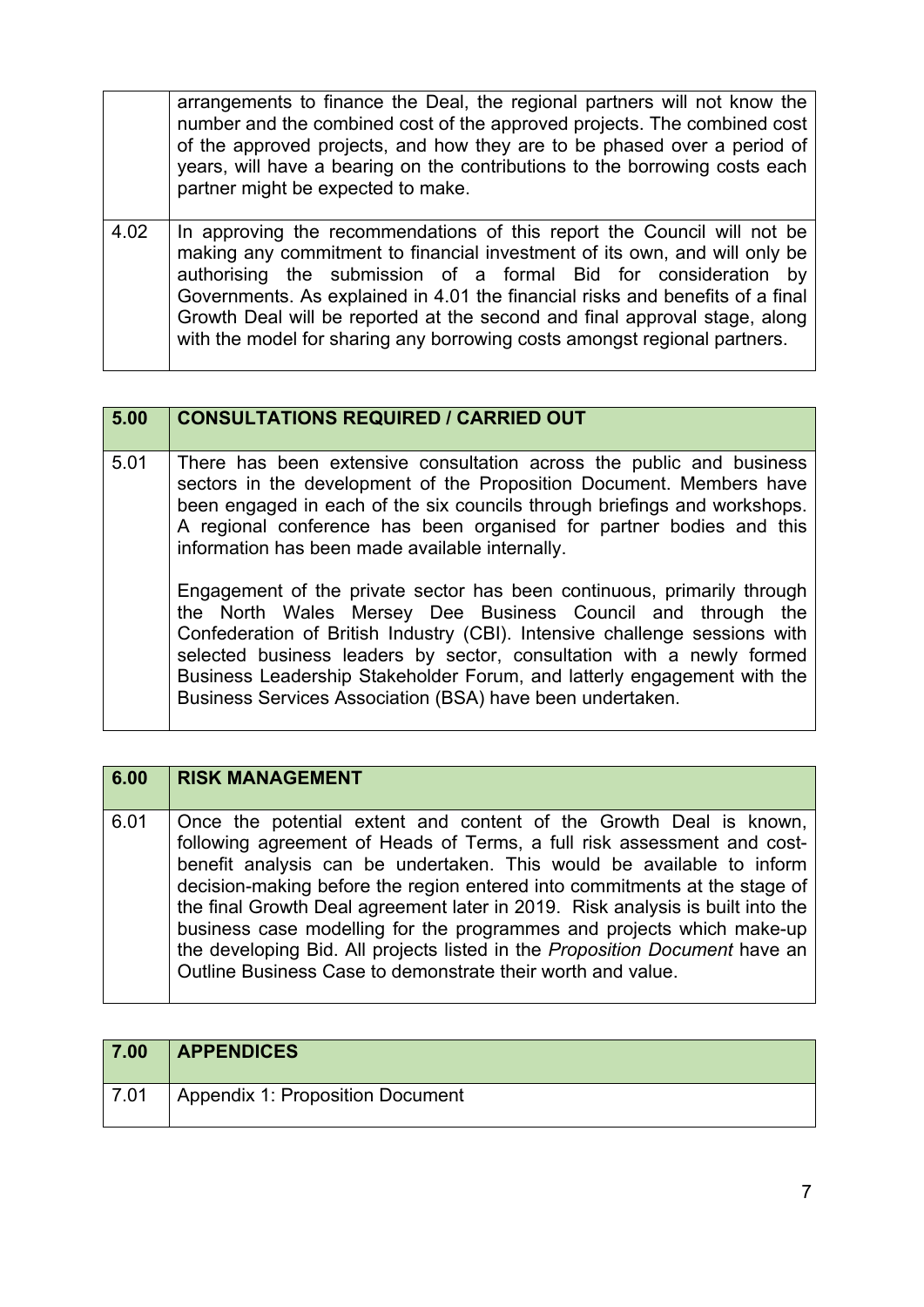| | |
|---|---|
| | arrangements to finance the Deal, the regional partners will not know the number and the combined cost of the approved projects. The combined cost of the approved projects, and how they are to be phased over a period of years, will have a bearing on the contributions to the borrowing costs each partner might be expected to make. |
| 4.02 | In approving the recommendations of this report the Council will not be making any commitment to financial investment of its own, and will only be authorising the submission of a formal Bid for consideration by Governments. As explained in 4.01 the financial risks and benefits of a final Growth Deal will be reported at the second and final approval stage, along with the model for sharing any borrowing costs amongst regional partners. |

| 5.00 | CONSULTATIONS REQUIRED / CARRIED OUT |
|---|---|
| 5.01 | There has been extensive consultation across the public and business sectors in the development of the Proposition Document. Members have been engaged in each of the six councils through briefings and workshops. A regional conference has been organised for partner bodies and this information has been made available internally.<br><br>Engagement of the private sector has been continuous, primarily through the North Wales Mersey Dee Business Council and through the Confederation of British Industry (CBI). Intensive challenge sessions with selected business leaders by sector, consultation with a newly formed Business Leadership Stakeholder Forum, and latterly engagement with the Business Services Association (BSA) have been undertaken. |

| 6.00 | RISK MANAGEMENT |
|---|---|
| 6.01 | Once the potential extent and content of the Growth Deal is known, following agreement of Heads of Terms, a full risk assessment and cost-benefit analysis can be undertaken. This would be available to inform decision-making before the region entered into commitments at the stage of the final Growth Deal agreement later in 2019. Risk analysis is built into the business case modelling for the programmes and projects which make-up the developing Bid. All projects listed in the *Proposition Document* have an Outline Business Case to demonstrate their worth and value. |

| 7.00 | APPENDICES |
|---|---|
| 7.01 | Appendix 1: Proposition Document |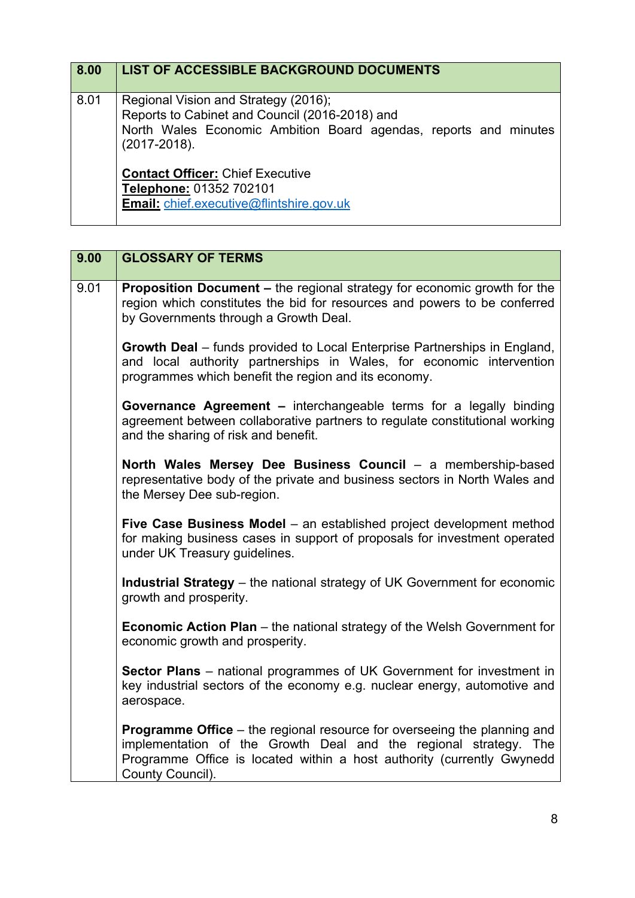| 8.00 | LIST OF ACCESSIBLE BACKGROUND DOCUMENTS |
|---|---|
| 8.01 | Regional Vision and Strategy (2016);<br>Reports to Cabinet and Council (2016-2018) and<br>North Wales Economic Ambition Board agendas, reports and minutes (2017-2018).<br><br>**Contact Officer:** Chief Executive<br>**Telephone:** 01352 702101<br>**Email:** chief.executive@flintshire.gov.uk |

| 9.00 | GLOSSARY OF TERMS |
|---|---|
| 9.01 | **Proposition Document –** the regional strategy for economic growth for the region which constitutes the bid for resources and powers to be conferred by Governments through a Growth Deal.<br><br>**Growth Deal** – funds provided to Local Enterprise Partnerships in England, and local authority partnerships in Wales, for economic intervention programmes which benefit the region and its economy.<br><br>**Governance Agreement –** interchangeable terms for a legally binding agreement between collaborative partners to regulate constitutional working and the sharing of risk and benefit.<br><br>**North Wales Mersey Dee Business Council** – a membership-based representative body of the private and business sectors in North Wales and the Mersey Dee sub-region.<br><br>**Five Case Business Model** – an established project development method for making business cases in support of proposals for investment operated under UK Treasury guidelines.<br><br>**Industrial Strategy** – the national strategy of UK Government for economic growth and prosperity.<br><br>**Economic Action Plan** – the national strategy of the Welsh Government for economic growth and prosperity.<br><br>**Sector Plans** – national programmes of UK Government for investment in key industrial sectors of the economy e.g. nuclear energy, automotive and aerospace.<br><br>**Programme Office** – the regional resource for overseeing the planning and implementation of the Growth Deal and the regional strategy. The Programme Office is located within a host authority (currently Gwynedd County Council). |